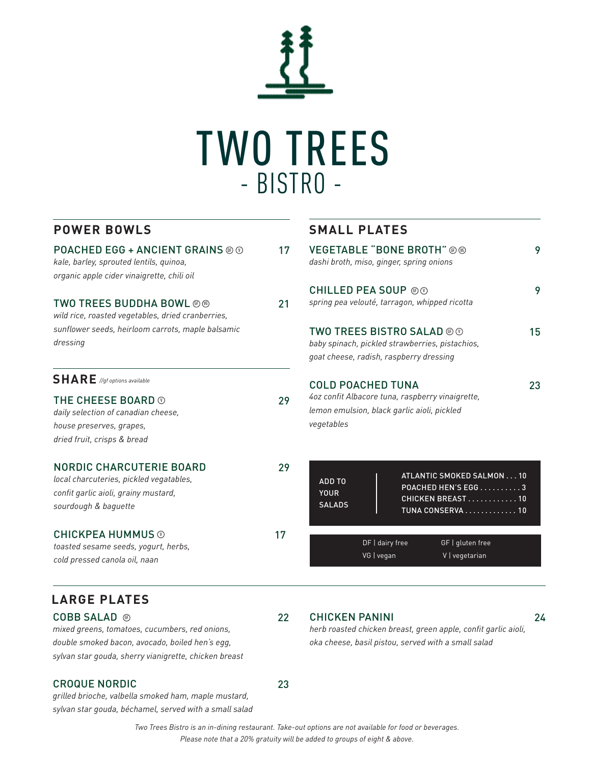# TWO TREES

## - BISTRO -

## POWER BOWLS

**POACHED EGG + ANCIENT GRAINS** GF V — 17
*kale, barley, sprouted lentils, quinoa, organic apple cider vinaigrette, chili oil*

**TWO TREES BUDDHA BOWL** GF VG — 21
*wild rice, roasted vegetables, dried cranberries, sunflower seeds, heirloom carrots, maple balsamic dressing*

## SHARE *//gf options available*

**THE CHEESE BOARD** V — 29
*daily selection of canadian cheese, house preserves, grapes, dried fruit, crisps & bread*

**NORDIC CHARCUTERIE BOARD** — 29
*local charcuteries, pickled vegatables, confit garlic aioli, grainy mustard, sourdough & baguette*

**CHICKPEA HUMMUS** V — 17
*toasted sesame seeds, yogurt, herbs, cold pressed canola oil, naan*

## SMALL PLATES

**VEGETABLE "BONE BROTH"** GF VG — 9
*dashi broth, miso, ginger, spring onions*

**CHILLED PEA SOUP** GF V — 9
*spring pea velouté, tarragon, whipped ricotta*

**TWO TREES BISTRO SALAD** GF V — 15
*baby spinach, pickled strawberries, pistachios, goat cheese, radish, raspberry dressing*

**COLD POACHED TUNA** — 23
*4oz confit Albacore tuna, raspberry vinaigrette, lemon emulsion, black garlic aioli, pickled vegetables*

**ADD TO YOUR SALADS**

- ATLANTIC SMOKED SALMON . . . 10
- POACHED HEN'S EGG . . . . . . . . . . 3
- CHICKEN BREAST . . . . . . . . . . . . 10
- TUNA CONSERVA . . . . . . . . . . . . . 10

DF | dairy free
GF | gluten free
VG | vegan
V | vegetarian

## LARGE PLATES

**COBB SALAD** GF — 22
*mixed greens, tomatoes, cucumbers, red onions, double smoked bacon, avocado, boiled hen's egg, sylvan star gouda, sherry vianigrette, chicken breast*

**CROQUE NORDIC** — 23
*grilled brioche, valbella smoked ham, maple mustard, sylvan star gouda, béchamel, served with a small salad*

**CHICKEN PANINI** — 24
*herb roasted chicken breast, green apple, confit garlic aioli, oka cheese, basil pistou, served with a small salad*

*Two Trees Bistro is an in-dining restaurant. Take-out options are not available for food or beverages.*
*Please note that a 20% gratuity will be added to groups of eight & above.*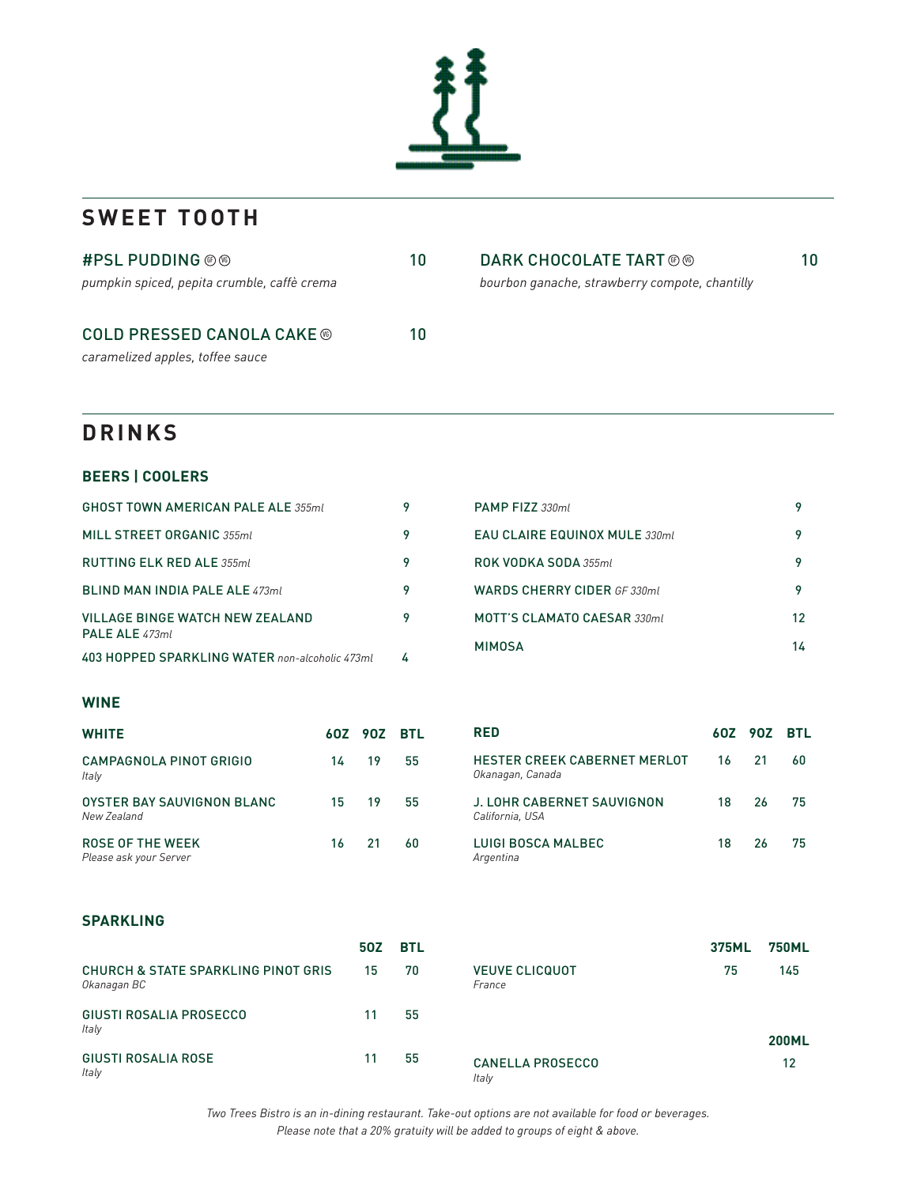## SWEET TOOTH

**#PSL PUDDING** (GF) (VG) — 10
*pumpkin spiced, pepita crumble, caffè crema*

**DARK CHOCOLATE TART** (GF) (VG) — 10
*bourbon ganache, strawberry compote, chantilly*

**COLD PRESSED CANOLA CAKE** (VG) — 10
*caramelized apples, toffee sauce*

## DRINKS

### BEERS | COOLERS

| | |
|---|---|
| GHOST TOWN AMERICAN PALE ALE *355ml* | 9 |
| MILL STREET ORGANIC *355ml* | 9 |
| RUTTING ELK RED ALE *355ml* | 9 |
| BLIND MAN INDIA PALE ALE *473ml* | 9 |
| VILLAGE BINGE WATCH NEW ZEALAND PALE ALE *473ml* | 9 |
| 403 HOPPED SPARKLING WATER *non-alcoholic 473ml* | 4 |
| PAMP FIZZ *330ml* | 9 |
| EAU CLAIRE EQUINOX MULE *330ml* | 9 |
| ROK VODKA SODA *355ml* | 9 |
| WARDS CHERRY CIDER *GF 330ml* | 9 |
| MOTT'S CLAMATO CAESAR *330ml* | 12 |
| MIMOSA | 14 |

### WINE

| WHITE | 6OZ | 9OZ | BTL |
|---|---|---|---|
| CAMPAGNOLA PINOT GRIGIO *Italy* | 14 | 19 | 55 |
| OYSTER BAY SAUVIGNON BLANC *New Zealand* | 15 | 19 | 55 |
| ROSE OF THE WEEK *Please ask your Server* | 16 | 21 | 60 |

| RED | 6OZ | 9OZ | BTL |
|---|---|---|---|
| HESTER CREEK CABERNET MERLOT *Okanagan, Canada* | 16 | 21 | 60 |
| J. LOHR CABERNET SAUVIGNON *California, USA* | 18 | 26 | 75 |
| LUIGI BOSCA MALBEC *Argentina* | 18 | 26 | 75 |

### SPARKLING

| | 5OZ | BTL |
|---|---|---|
| CHURCH & STATE SPARKLING PINOT GRIS *Okanagan BC* | 15 | 70 |
| GIUSTI ROSALIA PROSECCO *Italy* | 11 | 55 |
| GIUSTI ROSALIA ROSE *Italy* | 11 | 55 |

| | 375ML | 750ML |
|---|---|---|
| VEUVE CLICQUOT *France* | 75 | 145 |

| | 200ML |
|---|---|
| CANELLA PROSECCO *Italy* | 12 |

*Two Trees Bistro is an in-dining restaurant. Take-out options are not available for food or beverages.*
*Please note that a 20% gratuity will be added to groups of eight & above.*